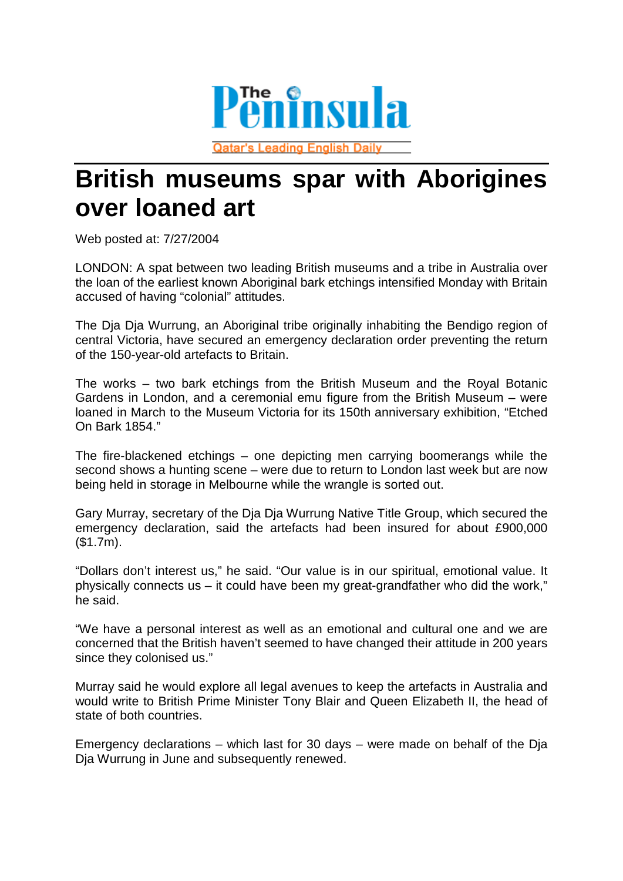The Peninsula

Qatar's Leading English Daily

# British museums spar with Aborigines over loaned art

Web posted at: 7/27/2004

LONDON: A spat between two leading British museums and a tribe in Australia over the loan of the earliest known Aboriginal bark etchings intensified Monday with Britain accused of having "colonial" attitudes.

The Dja Dja Wurrung, an Aboriginal tribe originally inhabiting the Bendigo region of central Victoria, have secured an emergency declaration order preventing the return of the 150-year-old artefacts to Britain.

The works – two bark etchings from the British Museum and the Royal Botanic Gardens in London, and a ceremonial emu figure from the British Museum – were loaned in March to the Museum Victoria for its 150th anniversary exhibition, "Etched On Bark 1854."

The fire-blackened etchings – one depicting men carrying boomerangs while the second shows a hunting scene – were due to return to London last week but are now being held in storage in Melbourne while the wrangle is sorted out.

Gary Murray, secretary of the Dja Dja Wurrung Native Title Group, which secured the emergency declaration, said the artefacts had been insured for about £900,000 ($1.7m).

"Dollars don't interest us," he said. "Our value is in our spiritual, emotional value. It physically connects us – it could have been my great-grandfather who did the work," he said.

"We have a personal interest as well as an emotional and cultural one and we are concerned that the British haven't seemed to have changed their attitude in 200 years since they colonised us."

Murray said he would explore all legal avenues to keep the artefacts in Australia and would write to British Prime Minister Tony Blair and Queen Elizabeth II, the head of state of both countries.

Emergency declarations – which last for 30 days – were made on behalf of the Dja Dja Wurrung in June and subsequently renewed.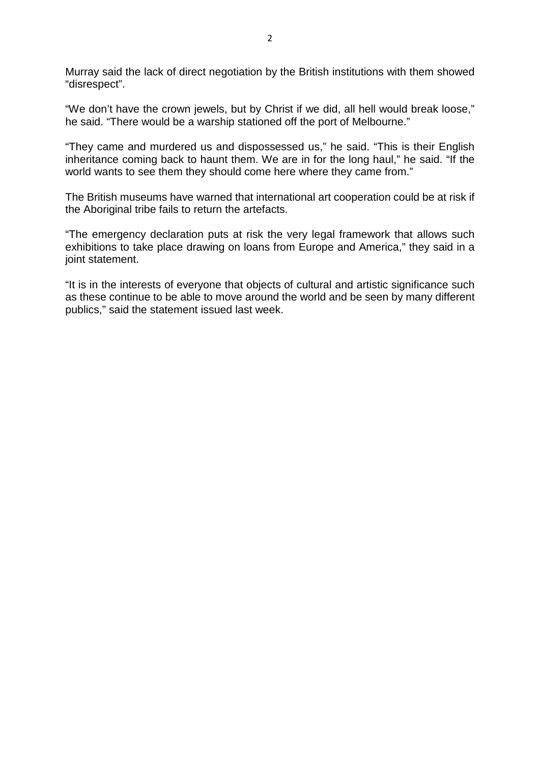Murray said the lack of direct negotiation by the British institutions with them showed "disrespect".

"We don't have the crown jewels, but by Christ if we did, all hell would break loose," he said. "There would be a warship stationed off the port of Melbourne."

"They came and murdered us and dispossessed us," he said. "This is their English inheritance coming back to haunt them. We are in for the long haul," he said. "If the world wants to see them they should come here where they came from."

The British museums have warned that international art cooperation could be at risk if the Aboriginal tribe fails to return the artefacts.

"The emergency declaration puts at risk the very legal framework that allows such exhibitions to take place drawing on loans from Europe and America," they said in a joint statement.

"It is in the interests of everyone that objects of cultural and artistic significance such as these continue to be able to move around the world and be seen by many different publics," said the statement issued last week.